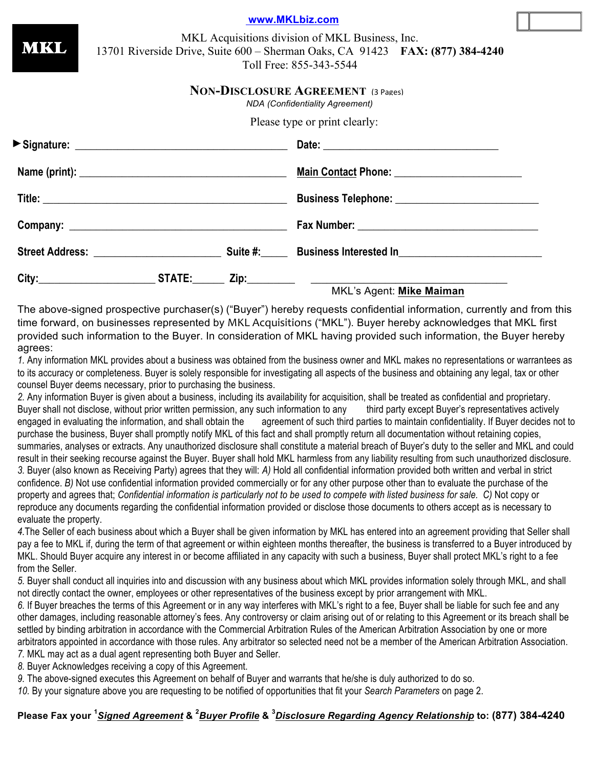www.MKLbiz.com

**MKL**

MKL Acquisitions division of MKL Business, Inc.
13701 Riverside Drive, Suite 600 – Sherman Oaks, CA 91423 **FAX: (877) 384-4240**
Toll Free: 855-343-5544

## NON-DISCLOSURE AGREEMENT (3 Pages)

*NDA (Confidentiality Agreement)*

Please type or print clearly:

► **Signature:** ______________________________ **Date:** ______________________________

**Name (print):** ______________________________ **Main Contact Phone:** ______________________________

**Title:** ______________________________ **Business Telephone:** ______________________________

**Company:** ______________________________ **Fax Number:** ______________________________

**Street Address:** ____________________ **Suite #:**_____ **Business Interested In**______________________________

**City:**____________________ **STATE:**______ **Zip:**________ ______________________________

MKL's Agent: **Mike Maiman**

The above-signed prospective purchaser(s) ("Buyer") hereby requests confidential information, currently and from this time forward, on businesses represented by MKL Acquisitions ("MKL"). Buyer hereby acknowledges that MKL first provided such information to the Buyer. In consideration of MKL having provided such information, the Buyer hereby agrees:

*1.* Any information MKL provides about a business was obtained from the business owner and MKL makes no representations or warrantees as to its accuracy or completeness. Buyer is solely responsible for investigating all aspects of the business and obtaining any legal, tax or other counsel Buyer deems necessary, prior to purchasing the business.

*2.* Any information Buyer is given about a business, including its availability for acquisition, shall be treated as confidential and proprietary. Buyer shall not disclose, without prior written permission, any such information to any third party except Buyer's representatives actively engaged in evaluating the information, and shall obtain the agreement of such third parties to maintain confidentiality. If Buyer decides not to purchase the business, Buyer shall promptly notify MKL of this fact and shall promptly return all documentation without retaining copies, summaries, analyses or extracts. Any unauthorized disclosure shall constitute a material breach of Buyer's duty to the seller and MKL and could result in their seeking recourse against the Buyer. Buyer shall hold MKL harmless from any liability resulting from such unauthorized disclosure.

*3.* Buyer (also known as Receiving Party) agrees that they will: *A)* Hold all confidential information provided both written and verbal in strict confidence. *B)* Not use confidential information provided commercially or for any other purpose other than to evaluate the purchase of the property and agrees that; *Confidential information is particularly not to be used to compete with listed business for sale. C)* Not copy or reproduce any documents regarding the confidential information provided or disclose those documents to others accept as is necessary to evaluate the property.

*4.*The Seller of each business about which a Buyer shall be given information by MKL has entered into an agreement providing that Seller shall pay a fee to MKL if, during the term of that agreement or within eighteen months thereafter, the business is transferred to a Buyer introduced by MKL. Should Buyer acquire any interest in or become affiliated in any capacity with such a business, Buyer shall protect MKL's right to a fee from the Seller.

*5.* Buyer shall conduct all inquiries into and discussion with any business about which MKL provides information solely through MKL, and shall not directly contact the owner, employees or other representatives of the business except by prior arrangement with MKL.

*6.* If Buyer breaches the terms of this Agreement or in any way interferes with MKL's right to a fee, Buyer shall be liable for such fee and any other damages, including reasonable attorney's fees. Any controversy or claim arising out of or relating to this Agreement or its breach shall be settled by binding arbitration in accordance with the Commercial Arbitration Rules of the American Arbitration Association by one or more arbitrators appointed in accordance with those rules. Any arbitrator so selected need not be a member of the American Arbitration Association.

*7.* MKL may act as a dual agent representing both Buyer and Seller.

*8.* Buyer Acknowledges receiving a copy of this Agreement.

*9.* The above-signed executes this Agreement on behalf of Buyer and warrants that he/she is duly authorized to do so.

*10.* By your signature above you are requesting to be notified of opportunities that fit your *Search Parameters* on page 2.

**Please Fax your [1]*Signed Agreement* & [2]*Buyer Profile* & [3]*Disclosure Regarding Agency Relationship* to: (877) 384-4240**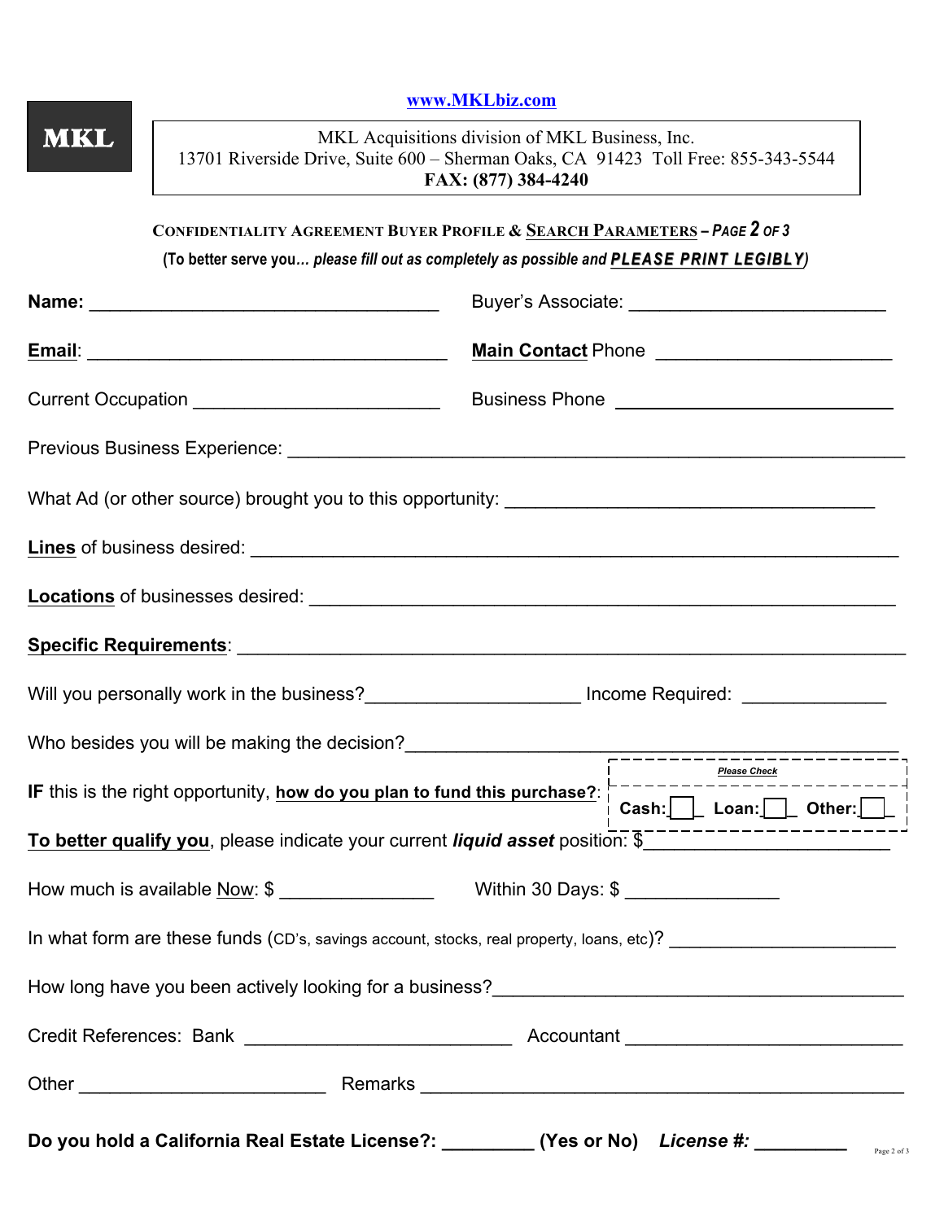**MKL**

www.MKLbiz.com

MKL Acquisitions division of MKL Business, Inc.
13701 Riverside Drive, Suite 600 – Sherman Oaks, CA 91423 Toll Free: 855-343-5544
**FAX: (877) 384-4240**

**CONFIDENTIALITY AGREEMENT BUYER PROFILE & SEARCH PARAMETERS – *PAGE 2 OF 3***

**(To better serve you… *please fill out as completely as possible and* *PLEASE PRINT LEGIBLY*)**

**Name:** ___________________________________ Buyer's Associate: _________________________

**Email**: ____________________________________ **Main Contact** Phone _______________________

Current Occupation ________________________ Business Phone ___________________________

Previous Business Experience: _____________________________________________________________

What Ad (or other source) brought you to this opportunity: ____________________________________

**Lines** of business desired: _______________________________________________________________

**Locations** of businesses desired: ___________________________________________________________

**Specific Requirements**: _________________________________________________________________

Will you personally work in the business?_____________________ Income Required: ______________

Who besides you will be making the decision?________________________________________________

**IF** this is the right opportunity, **how do you plan to fund this purchase?**:

*Please Check*

**Cash:** ☐ **Loan:** ☐ **Other:** ☐

**To better qualify you**, please indicate your current ***liquid asset*** position: $________________________

How much is available Now: $ _______________ Within 30 Days: $ _______________

In what form are these funds (CD's, savings account, stocks, real property, loans, etc)? _______________________

How long have you been actively looking for a business?__________________________________________

Credit References: Bank __________________________ Accountant ___________________________

Other ________________________ Remarks _______________________________________________

**Do you hold a California Real Estate License?: _________ (Yes or No) *License #:* _________**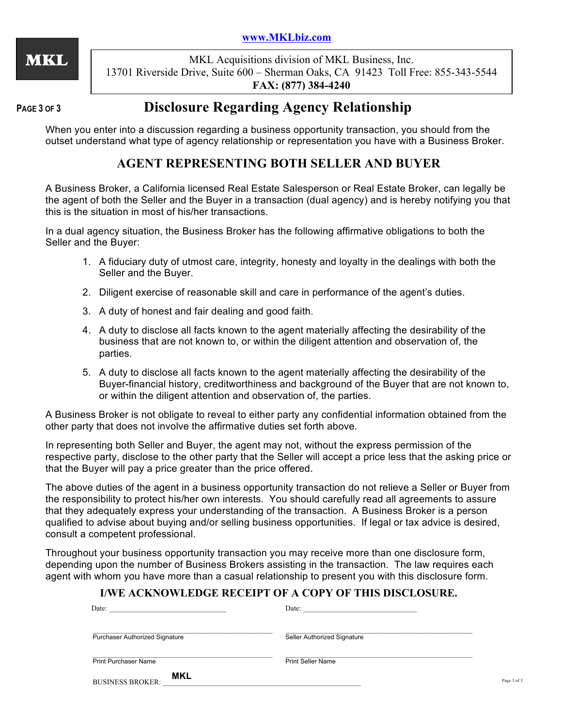www.MKLbiz.com

MKL

MKL Acquisitions division of MKL Business, Inc.
13701 Riverside Drive, Suite 600 – Sherman Oaks, CA 91423 Toll Free: 855-343-5544
**FAX: (877) 384-4240**

# Disclosure Regarding Agency Relationship

When you enter into a discussion regarding a business opportunity transaction, you should from the outset understand what type of agency relationship or representation you have with a Business Broker.

## AGENT REPRESENTING BOTH SELLER AND BUYER

A Business Broker, a California licensed Real Estate Salesperson or Real Estate Broker, can legally be the agent of both the Seller and the Buyer in a transaction (dual agency) and is hereby notifying you that this is the situation in most of his/her transactions.

In a dual agency situation, the Business Broker has the following affirmative obligations to both the Seller and the Buyer:

1. A fiduciary duty of utmost care, integrity, honesty and loyalty in the dealings with both the Seller and the Buyer.
2. Diligent exercise of reasonable skill and care in performance of the agent's duties.
3. A duty of honest and fair dealing and good faith.
4. A duty to disclose all facts known to the agent materially affecting the desirability of the business that are not known to, or within the diligent attention and observation of, the parties.
5. A duty to disclose all facts known to the agent materially affecting the desirability of the Buyer-financial history, creditworthiness and background of the Buyer that are not known to, or within the diligent attention and observation of, the parties.

A Business Broker is not obligate to reveal to either party any confidential information obtained from the other party that does not involve the affirmative duties set forth above.

In representing both Seller and Buyer, the agent may not, without the express permission of the respective party, disclose to the other party that the Seller will accept a price less that the asking price or that the Buyer will pay a price greater than the price offered.

The above duties of the agent in a business opportunity transaction do not relieve a Seller or Buyer from the responsibility to protect his/her own interests. You should carefully read all agreements to assure that they adequately express your understanding of the transaction. A Business Broker is a person qualified to advise about buying and/or selling business opportunities. If legal or tax advice is desired, consult a competent professional.

Throughout your business opportunity transaction you may receive more than one disclosure form, depending upon the number of Business Brokers assisting in the transaction. The law requires each agent with whom you have more than a casual relationship to present you with this disclosure form.

**I/WE ACKNOWLEDGE RECEIPT OF A COPY OF THIS DISCLOSURE.**

Date: ______________________________    Date: ______________________________

______________________________________    ______________________________________
Purchaser Authorized Signature    Seller Authorized Signature

______________________________________    ______________________________________
Print Purchaser Name    Print Seller Name

BUSINESS BROKER: MKL